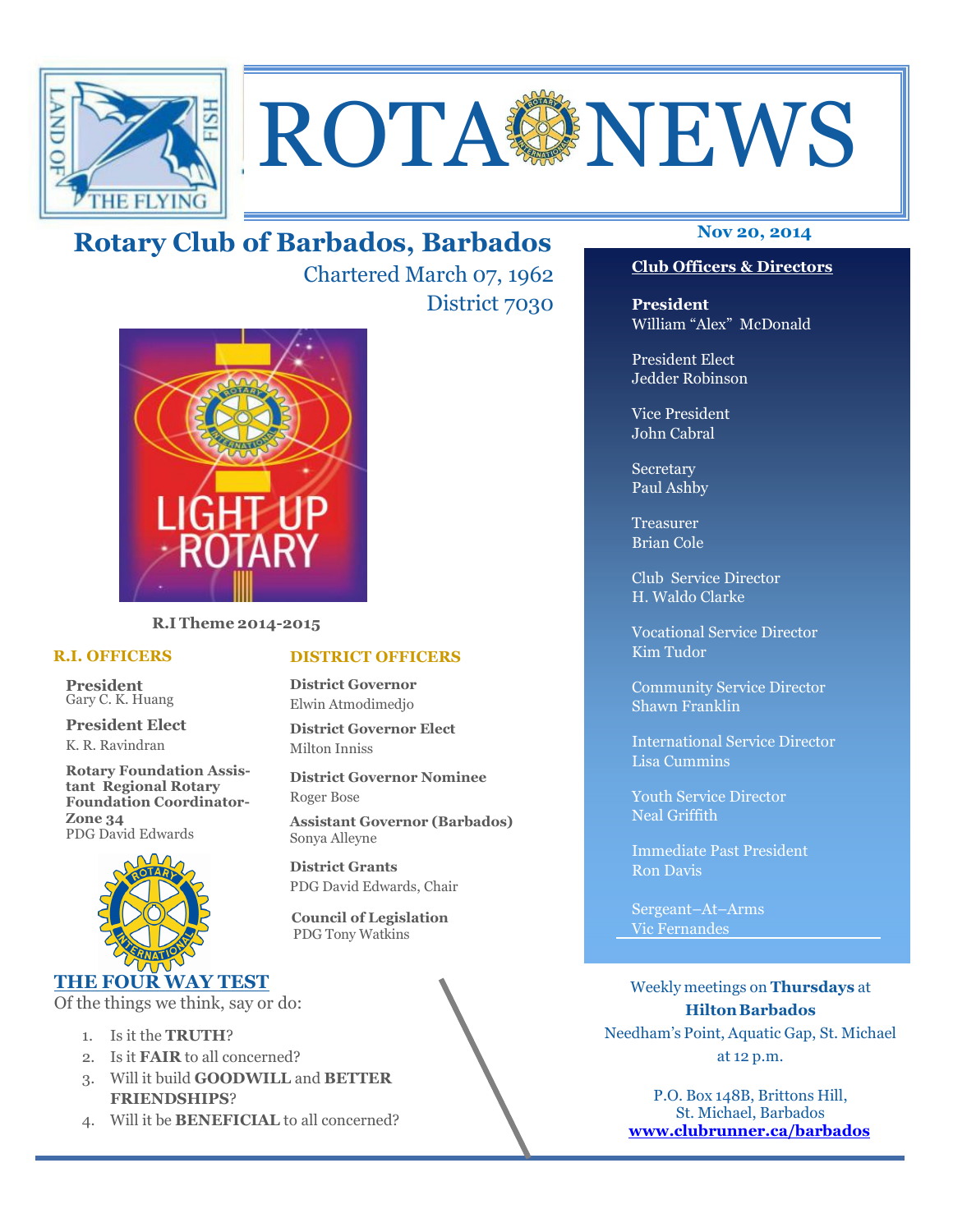# ROTA NEWS

## Rotary Club of Barbados, Barbados

Chartered March 07, 1962

District 7030

Nov 20, 2014

R.I Theme 2014-2015

### R.I. OFFICERS

**President**
Gary C. K. Huang

**President Elect**
K. R. Ravindran

**Rotary Foundation Assistant Regional Rotary Foundation Coordinator-Zone 34**
PDG David Edwards

### DISTRICT OFFICERS

**District Governor**
Elwin Atmodimedjo

**District Governor Elect**
Milton Inniss

**District Governor Nominee**
Roger Bose

**Assistant Governor (Barbados)**
Sonya Alleyne

**District Grants**
PDG David Edwards, Chair

**Council of Legislation**
PDG Tony Watkins

### THE FOUR WAY TEST

Of the things we think, say or do:

1. Is it the **TRUTH**?
2. Is it **FAIR** to all concerned?
3. Will it build **GOODWILL** and **BETTER FRIENDSHIPS**?
4. Will it be **BENEFICIAL** to all concerned?

### Club Officers & Directors

**President**
William "Alex" McDonald

President Elect
Jedder Robinson

Vice President
John Cabral

Secretary
Paul Ashby

Treasurer
Brian Cole

Club Service Director
H. Waldo Clarke

Vocational Service Director
Kim Tudor

Community Service Director
Shawn Franklin

International Service Director
Lisa Cummins

Youth Service Director
Neal Griffith

Immediate Past President
Ron Davis

Sergeant–At–Arms
Vic Fernandes

Weekly meetings on **Thursdays** at
**Hilton Barbados**
Needham's Point, Aquatic Gap, St. Michael
at 12 p.m.

P.O. Box 148B, Brittons Hill,
St. Michael, Barbados
**www.clubrunner.ca/barbados**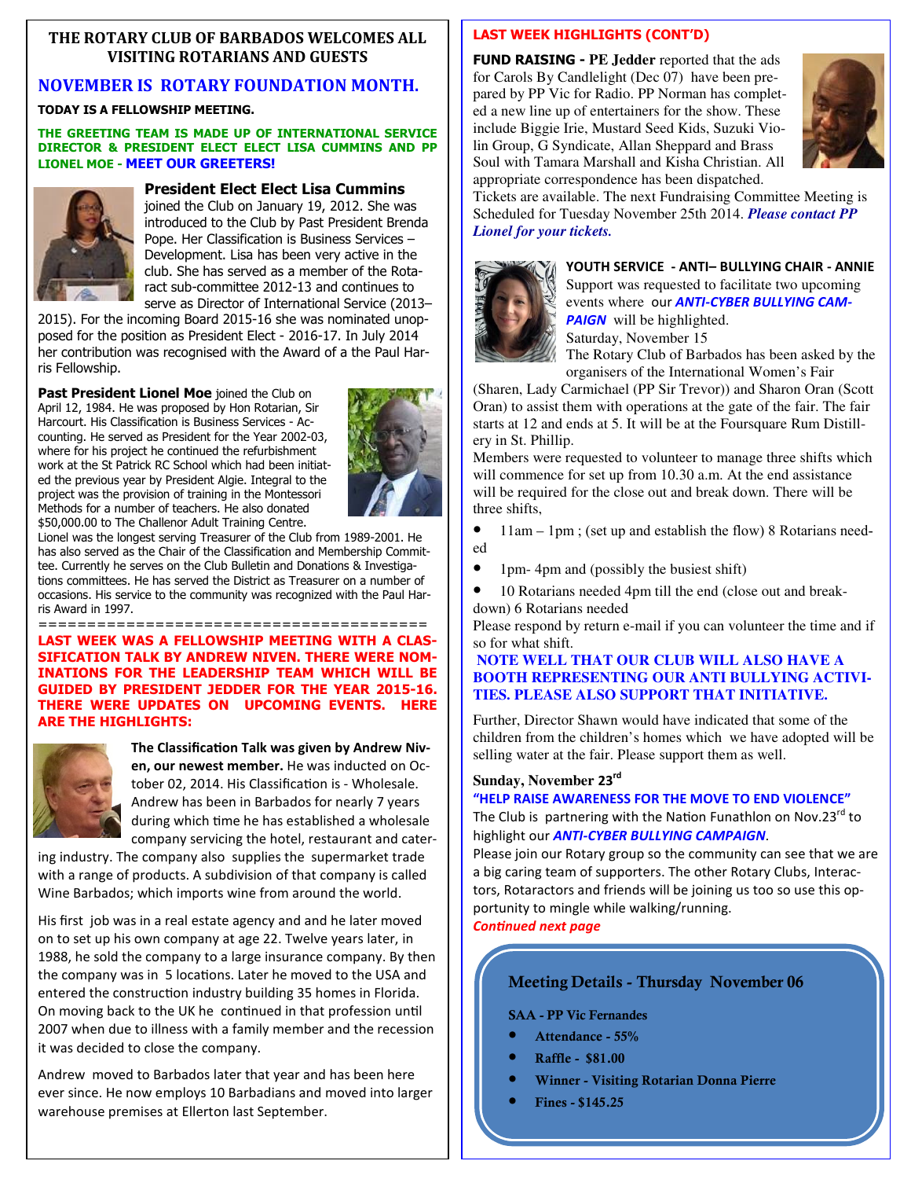## THE ROTARY CLUB OF BARBADOS WELCOMES ALL VISITING ROTARIANS AND GUESTS

## NOVEMBER IS ROTARY FOUNDATION MONTH.

**TODAY IS A FELLOWSHIP MEETING.**

**THE GREETING TEAM IS MADE UP OF INTERNATIONAL SERVICE DIRECTOR & PRESIDENT ELECT ELECT LISA CUMMINS AND PP LIONEL MOE - MEET OUR GREETERS!**

**President Elect Elect Lisa Cummins** joined the Club on January 19, 2012. She was introduced to the Club by Past President Brenda Pope. Her Classification is Business Services – Development. Lisa has been very active in the club. She has served as a member of the Rotaract sub-committee 2012-13 and continues to serve as Director of International Service (2013–2015). For the incoming Board 2015-16 she was nominated unopposed for the position as President Elect - 2016-17. In July 2014 her contribution was recognised with the Award of a the Paul Harris Fellowship.

**Past President Lionel Moe** joined the Club on April 12, 1984. He was proposed by Hon Rotarian, Sir Harcourt. His Classification is Business Services - Accounting. He served as President for the Year 2002-03, where for his project he continued the refurbishment work at the St Patrick RC School which had been initiated the previous year by President Algie. Integral to the project was the provision of training in the Montessori Methods for a number of teachers. He also donated $50,000.00 to The Challenor Adult Training Centre. Lionel was the longest serving Treasurer of the Club from 1989-2001. He has also served as the Chair of the Classification and Membership Committee. Currently he serves on the Club Bulletin and Donations & Investigations committees. He has served the District as Treasurer on a number of occasions. His service to the community was recognized with the Paul Harris Award in 1997.

======================================

**LAST WEEK WAS A FELLOWSHIP MEETING WITH A CLASSIFICATION TALK BY ANDREW NIVEN. THERE WERE NOMINATIONS FOR THE LEADERSHIP TEAM WHICH WILL BE GUIDED BY PRESIDENT JEDDER FOR THE YEAR 2015-16. THERE WERE UPDATES ON UPCOMING EVENTS. HERE ARE THE HIGHLIGHTS:**

**The Classification Talk was given by Andrew Niven, our newest member.** He was inducted on October 02, 2014. His Classification is - Wholesale. Andrew has been in Barbados for nearly 7 years during which time he has established a wholesale company servicing the hotel, restaurant and catering industry. The company also supplies the supermarket trade with a range of products. A subdivision of that company is called Wine Barbados; which imports wine from around the world.

His first job was in a real estate agency and and he later moved on to set up his own company at age 22. Twelve years later, in 1988, he sold the company to a large insurance company. By then the company was in 5 locations. Later he moved to the USA and entered the construction industry building 35 homes in Florida. On moving back to the UK he continued in that profession until 2007 when due to illness with a family member and the recession it was decided to close the company.

Andrew moved to Barbados later that year and has been here ever since. He now employs 10 Barbadians and moved into larger warehouse premises at Ellerton last September.

## LAST WEEK HIGHLIGHTS (CONT'D)

**FUND RAISING - PE Jedder** reported that the ads for Carols By Candlelight (Dec 07) have been prepared by PP Vic for Radio. PP Norman has completed a new line up of entertainers for the show. These include Biggie Irie, Mustard Seed Kids, Suzuki Violin Group, G Syndicate, Allan Sheppard and Brass Soul with Tamara Marshall and Kisha Christian. All appropriate correspondence has been dispatched. Tickets are available. The next Fundraising Committee Meeting is Scheduled for Tuesday November 25th 2014. ***Please contact PP Lionel for your tickets.***

**YOUTH SERVICE - ANTI– BULLYING CHAIR - ANNIE** Support was requested to facilitate two upcoming events where our ***ANTI-CYBER BULLYING CAMPAIGN*** will be highlighted.

Saturday, November 15

The Rotary Club of Barbados has been asked by the organisers of the International Women's Fair (Sharen, Lady Carmichael (PP Sir Trevor)) and Sharon Oran (Scott Oran) to assist them with operations at the gate of the fair. The fair starts at 12 and ends at 5. It will be at the Foursquare Rum Distillery in St. Phillip.

Members were requested to volunteer to manage three shifts which will commence for set up from 10.30 a.m. At the end assistance will be required for the close out and break down. There will be three shifts,

- 11am – 1pm ; (set up and establish the flow) 8 Rotarians needed
- 1pm- 4pm and (possibly the busiest shift)
- 10 Rotarians needed 4pm till the end (close out and break-down) 6 Rotarians needed

Please respond by return e-mail if you can volunteer the time and if so for what shift.

**NOTE WELL THAT OUR CLUB WILL ALSO HAVE A BOOTH REPRESENTING OUR ANTI BULLYING ACTIVITIES. PLEASE ALSO SUPPORT THAT INITIATIVE.**

Further, Director Shawn would have indicated that some of the children from the children's homes which we have adopted will be selling water at the fair. Please support them as well.

**Sunday, November 23rd**

**"HELP RAISE AWARENESS FOR THE MOVE TO END VIOLENCE"**

The Club is partnering with the Nation Funathlon on Nov.23rd to highlight our ***ANTI-CYBER BULLYING CAMPAIGN***.

Please join our Rotary group so the community can see that we are a big caring team of supporters. The other Rotary Clubs, Interactors, Rotaractors and friends will be joining us too so use this opportunity to mingle while walking/running.

*Continued next page*

### Meeting Details - Thursday November 06

**SAA - PP Vic Fernandes**

- **Attendance - 55%**
- **Raffle - $81.00**
- **Winner - Visiting Rotarian Donna Pierre**
- **Fines - $145.25**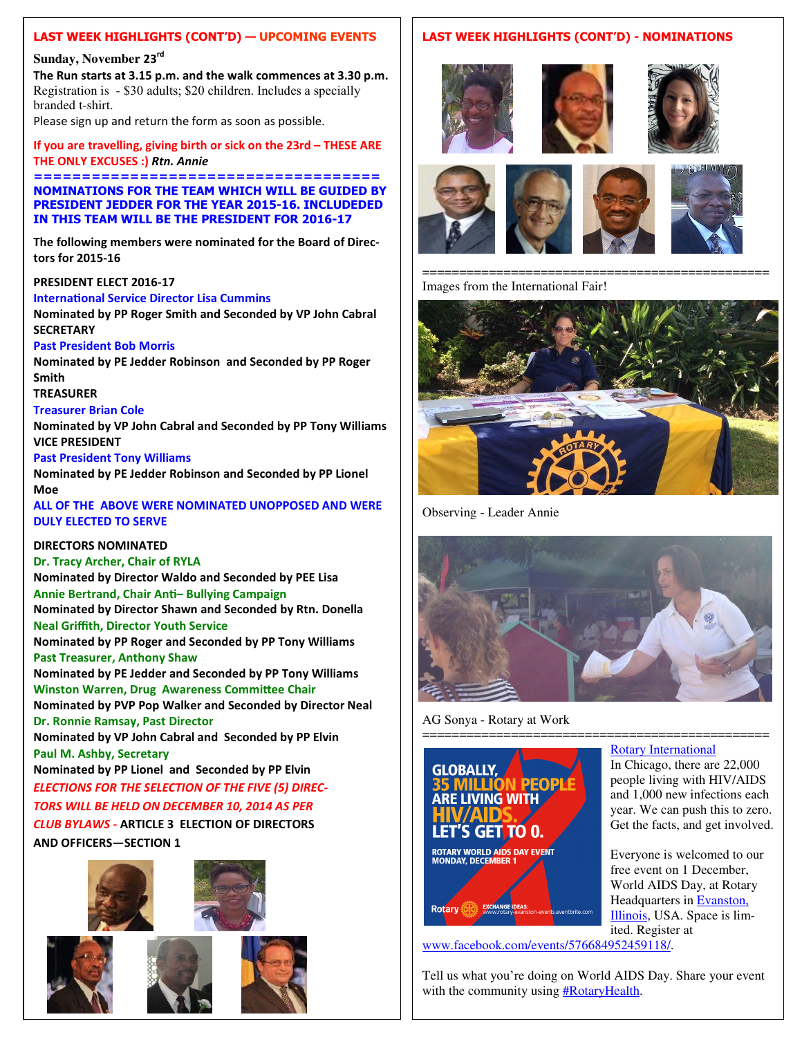## LAST WEEK HIGHLIGHTS (CONT'D) — UPCOMING EVENTS

**Sunday, November 23rd**

**The Run starts at 3.15 p.m. and the walk commences at 3.30 p.m.**

Registration is - $30 adults; $20 children. Includes a specially branded t-shirt.

Please sign up and return the form as soon as possible.

**If you are travelling, giving birth or sick on the 23rd – THESE ARE THE ONLY EXCUSES :)** ***Rtn. Annie***

====================================

**NOMINATIONS FOR THE TEAM WHICH WILL BE GUIDED BY PRESIDENT JEDDER FOR THE YEAR 2015-16. INCLUDEDED IN THIS TEAM WILL BE THE PRESIDENT FOR 2016-17**

**The following members were nominated for the Board of Directors for 2015-16**

**PRESIDENT ELECT 2016-17**

**International Service Director Lisa Cummins**

**Nominated by PP Roger Smith and Seconded by VP John Cabral**

**SECRETARY**

**Past President Bob Morris**

**Nominated by PE Jedder Robinson and Seconded by PP Roger Smith**

**TREASURER**

**Treasurer Brian Cole**

**Nominated by VP John Cabral and Seconded by PP Tony Williams**

**VICE PRESIDENT**

**Past President Tony Williams**

**Nominated by PE Jedder Robinson and Seconded by PP Lionel Moe**

**ALL OF THE ABOVE WERE NOMINATED UNOPPOSED AND WERE DULY ELECTED TO SERVE**

**DIRECTORS NOMINATED**

**Dr. Tracy Archer, Chair of RYLA**

**Nominated by Director Waldo and Seconded by PEE Lisa**

**Annie Bertrand, Chair Anti– Bullying Campaign**

**Nominated by Director Shawn and Seconded by Rtn. Donella**

**Neal Griffith, Director Youth Service**

**Nominated by PP Roger and Seconded by PP Tony Williams**

**Past Treasurer, Anthony Shaw**

**Nominated by PE Jedder and Seconded by PP Tony Williams**

**Winston Warren, Drug Awareness Committee Chair**

**Nominated by PVP Pop Walker and Seconded by Director Neal**

**Dr. Ronnie Ramsay, Past Director**

**Nominated by VP John Cabral and Seconded by PP Elvin**

**Paul M. Ashby, Secretary**

**Nominated by PP Lionel and Seconded by PP Elvin**

***ELECTIONS FOR THE SELECTION OF THE FIVE (5) DIRECTORS WILL BE HELD ON DECEMBER 10, 2014 AS PER CLUB BYLAWS*** **- ARTICLE 3 ELECTION OF DIRECTORS AND OFFICERS—SECTION 1**

## LAST WEEK HIGHLIGHTS (CONT'D) - NOMINATIONS

==============================================

Images from the International Fair!

Observing - Leader Annie

AG Sonya - Rotary at Work

==============================================

GLOBALLY, 35 MILLION PEOPLE ARE LIVING WITH HIV/AIDS. LET'S GET TO 0.

ROTARY WORLD AIDS DAY EVENT MONDAY, DECEMBER 1

[Rotary International](#)

In Chicago, there are 22,000 people living with HIV/AIDS and 1,000 new infections each year. We can push this to zero. Get the facts, and get involved.

Everyone is welcomed to our free event on 1 December, World AIDS Day, at Rotary Headquarters in [Evanston, Illinois](#), USA. Space is limited. Register at www.facebook.com/events/576684952459118/.

Tell us what you're doing on World AIDS Day. Share your event with the community using [#RotaryHealth](#).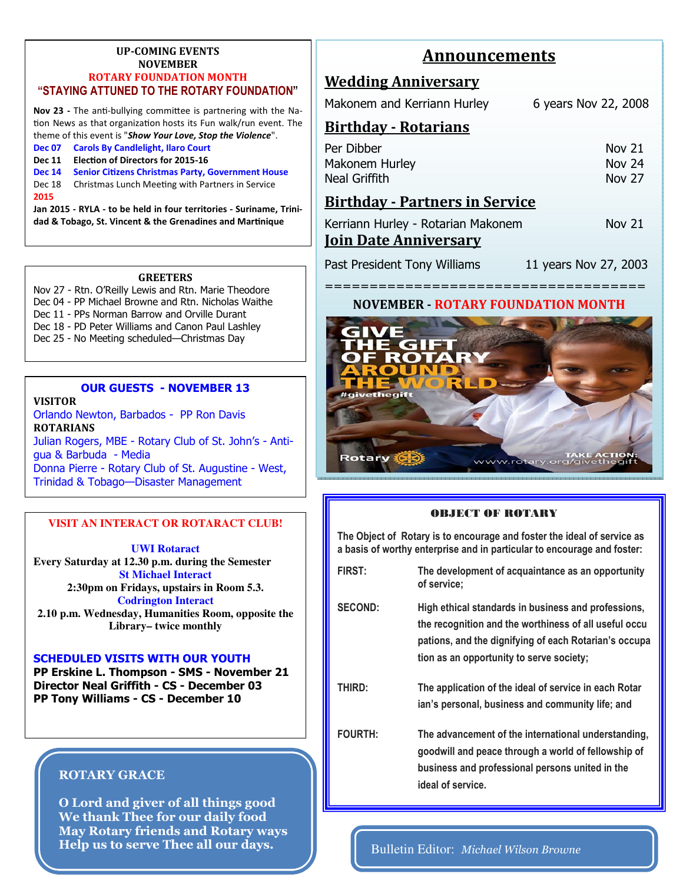**UP-COMING EVENTS**
**NOVEMBER**
**ROTARY FOUNDATION MONTH**
**"STAYING ATTUNED TO THE ROTARY FOUNDATION"**

**Nov 23 -** The anti-bullying committee is partnering with the Nation News as that organization hosts its Fun walk/run event. The theme of this event is "***Show Your Love, Stop the Violence***".

**Dec 07** **Carols By Candlelight, Ilaro Court**
**Dec 11** **Election of Directors for 2015-16**
**Dec 14** **Senior Citizens Christmas Party, Government House**
Dec 18 Christmas Lunch Meeting with Partners in Service

**2015**
**Jan 2015 - RYLA - to be held in four territories - Suriname, Trinidad & Tobago, St. Vincent & the Grenadines and Martinique**

**GREETERS**

Nov 27 - Rtn. O'Reilly Lewis and Rtn. Marie Theodore
Dec 04 - PP Michael Browne and Rtn. Nicholas Waithe
Dec 11 - PPs Norman Barrow and Orville Durant
Dec 18 - PD Peter Williams and Canon Paul Lashley
Dec 25 - No Meeting scheduled—Christmas Day

**OUR GUESTS - NOVEMBER 13**

**VISITOR**
Orlando Newton, Barbados - PP Ron Davis

**ROTARIANS**
Julian Rogers, MBE - Rotary Club of St. John's - Antigua & Barbuda - Media
Donna Pierre - Rotary Club of St. Augustine - West, Trinidad & Tobago—Disaster Management

**VISIT AN INTERACT OR ROTARACT CLUB!**

**UWI Rotaract**
**Every Saturday at 12.30 p.m. during the Semester**
**St Michael Interact**
**2:30pm on Fridays, upstairs in Room 5.3.**
**Codrington Interact**
**2.10 p.m. Wednesday, Humanities Room, opposite the Library– twice monthly**

**SCHEDULED VISITS WITH OUR YOUTH**
**PP Erskine L. Thompson - SMS - November 21**
**Director Neal Griffith - CS - December 03**
**PP Tony Williams - CS - December 10**

**ROTARY GRACE**

**O Lord and giver of all things good**
**We thank Thee for our daily food**
**May Rotary friends and Rotary ways**
**Help us to serve Thee all our days.**

# Announcements

## Wedding Anniversary

Makonem and Kerriann Hurley 6 years Nov 22, 2008

## Birthday - Rotarians

| | |
|---|---|
| Per Dibber | Nov 21 |
| Makonem Hurley | Nov 24 |
| Neal Griffith | Nov 27 |

## Birthday - Partners in Service

Kerriann Hurley - Rotarian Makonem Nov 21

## Join Date Anniversary

Past President Tony Williams 11 years Nov 27, 2003

===================================

**NOVEMBER - ROTARY FOUNDATION MONTH**

GIVE THE GIFT OF ROTARY AROUND THE WORLD
#givethegift
Rotary
TAKE ACTION: www.rotary.org/givethegift

**OBJECT OF ROTARY**

**The Object of Rotary is to encourage and foster the ideal of service as a basis of worthy enterprise and in particular to encourage and foster:**

**FIRST:** **The development of acquaintance as an opportunity of service;**

**SECOND:** **High ethical standards in business and professions, the recognition and the worthiness of all useful occupations, and the dignifying of each Rotarian's occupation as an opportunity to serve society;**

**THIRD:** **The application of the ideal of service in each Rotarian's personal, business and community life; and**

**FOURTH:** **The advancement of the international understanding, goodwill and peace through a world of fellowship of business and professional persons united in the ideal of service.**

Bulletin Editor: *Michael Wilson Browne*